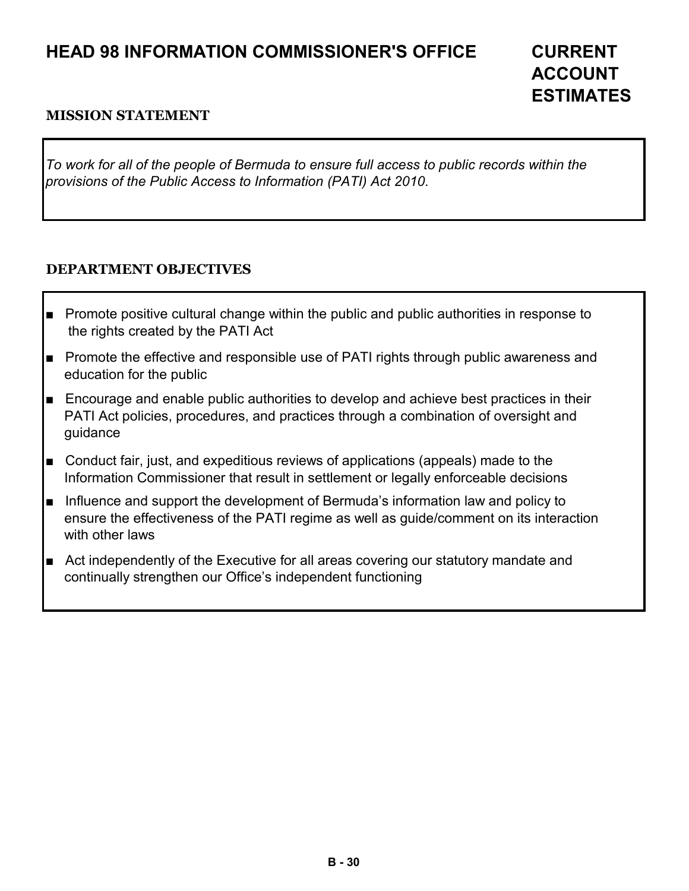# HEAD 98 INFORMATION COMMISSIONER'S OFFICE

# CURRENT ACCOUNT ESTIMATES

## MISSION STATEMENT

*To work for all of the people of Bermuda to ensure full access to public records within the provisions of the Public Access to Information (PATI) Act 2010.*

## DEPARTMENT OBJECTIVES

- Promote positive cultural change within the public and public authorities in response to the rights created by the PATI Act
- Promote the effective and responsible use of PATI rights through public awareness and education for the public
- Encourage and enable public authorities to develop and achieve best practices in their PATI Act policies, procedures, and practices through a combination of oversight and guidance
- Conduct fair, just, and expeditious reviews of applications (appeals) made to the Information Commissioner that result in settlement or legally enforceable decisions
- Influence and support the development of Bermuda's information law and policy to ensure the effectiveness of the PATI regime as well as guide/comment on its interaction with other laws
- Act independently of the Executive for all areas covering our statutory mandate and continually strengthen our Office's independent functioning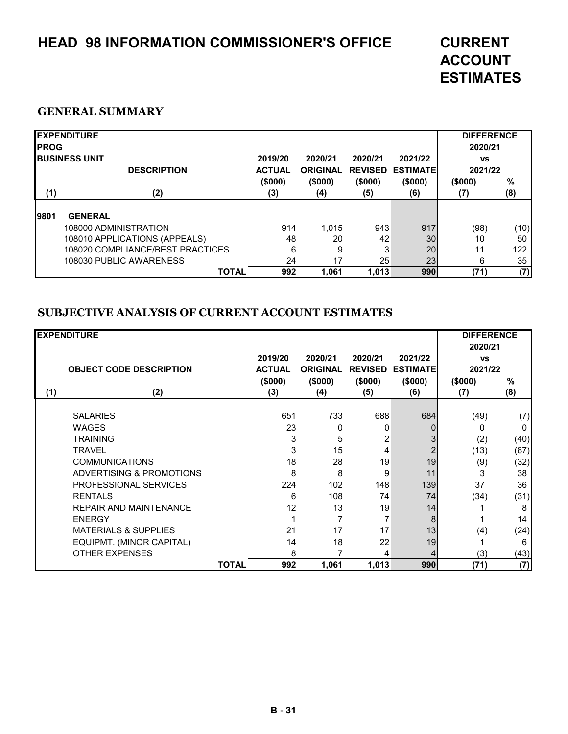# HEAD 98 INFORMATION COMMISSIONER'S OFFICE

# CURRENT ACCOUNT ESTIMATES

## GENERAL SUMMARY

| EXPENDITURE PROG BUSINESS UNIT | DESCRIPTION | 2019/20 ACTUAL ($000) | 2020/21 ORIGINAL ($000) | 2020/21 REVISED ($000) | 2021/22 ESTIMATE ($000) | DIFFERENCE 2020/21 vs 2021/22 ($000) | % |
|---|---|---|---|---|---|---|---|
| (1) | (2) | (3) | (4) | (5) | (6) | (7) | (8) |
| **9801** | **GENERAL** | | | | | | |
| | 108000 ADMINISTRATION | 914 | 1,015 | 943 | 917 | (98) | (10) |
| | 108010 APPLICATIONS (APPEALS) | 48 | 20 | 42 | 30 | 10 | 50 |
| | 108020 COMPLIANCE/BEST PRACTICES | 6 | 9 | 3 | 20 | 11 | 122 |
| | 108030 PUBLIC AWARENESS | 24 | 17 | 25 | 23 | 6 | 35 |
| | **TOTAL** | **992** | **1,061** | **1,013** | **990** | **(71)** | **(7)** |

## SUBJECTIVE ANALYSIS OF CURRENT ACCOUNT ESTIMATES

| EXPENDITURE | OBJECT CODE DESCRIPTION | 2019/20 ACTUAL ($000) | 2020/21 ORIGINAL ($000) | 2020/21 REVISED ($000) | 2021/22 ESTIMATE ($000) | DIFFERENCE 2020/21 vs 2021/22 ($000) | % |
|---|---|---|---|---|---|---|---|
| (1) | (2) | (3) | (4) | (5) | (6) | (7) | (8) |
| | SALARIES | 651 | 733 | 688 | 684 | (49) | (7) |
| | WAGES | 23 | 0 | 0 | 0 | 0 | 0 |
| | TRAINING | 3 | 5 | 2 | 3 | (2) | (40) |
| | TRAVEL | 3 | 15 | 4 | 2 | (13) | (87) |
| | COMMUNICATIONS | 18 | 28 | 19 | 19 | (9) | (32) |
| | ADVERTISING & PROMOTIONS | 8 | 8 | 9 | 11 | 3 | 38 |
| | PROFESSIONAL SERVICES | 224 | 102 | 148 | 139 | 37 | 36 |
| | RENTALS | 6 | 108 | 74 | 74 | (34) | (31) |
| | REPAIR AND MAINTENANCE | 12 | 13 | 19 | 14 | 1 | 8 |
| | ENERGY | 1 | 7 | 7 | 8 | 1 | 14 |
| | MATERIALS & SUPPLIES | 21 | 17 | 17 | 13 | (4) | (24) |
| | EQUIPMT. (MINOR CAPITAL) | 14 | 18 | 22 | 19 | 1 | 6 |
| | OTHER EXPENSES | 8 | 7 | 4 | 4 | (3) | (43) |
| | **TOTAL** | **992** | **1,061** | **1,013** | **990** | **(71)** | **(7)** |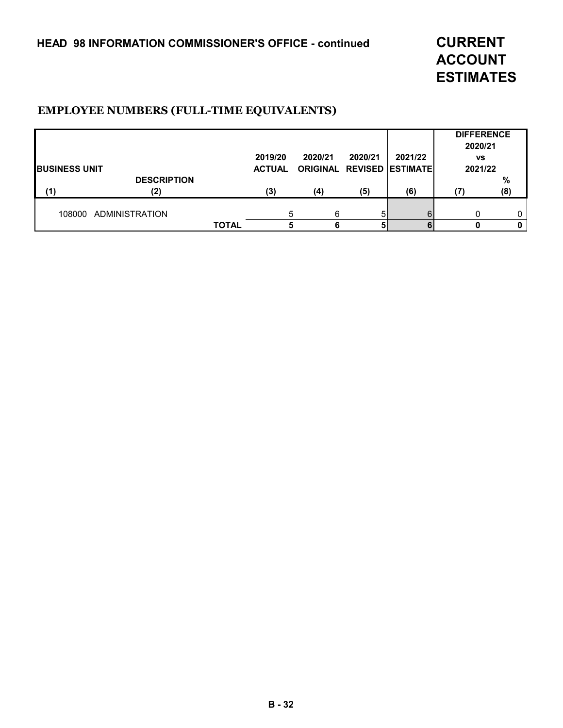HEAD 98 INFORMATION COMMISSIONER'S OFFICE - continued

# CURRENT ACCOUNT ESTIMATES

## EMPLOYEE NUMBERS (FULL-TIME EQUIVALENTS)

| BUSINESS UNIT | DESCRIPTION | 2019/20 ACTUAL | 2020/21 ORIGINAL | 2020/21 REVISED | 2021/22 ESTIMATE | DIFFERENCE 2020/21 vs 2021/22 | % |
|---|---|---|---|---|---|---|---|
| (1) | (2) | (3) | (4) | (5) | (6) | (7) | (8) |
| 108000 | ADMINISTRATION | 5 | 6 | 5 | 6 | 0 | 0 |
| | **TOTAL** | **5** | **6** | **5** | **6** | **0** | **0** |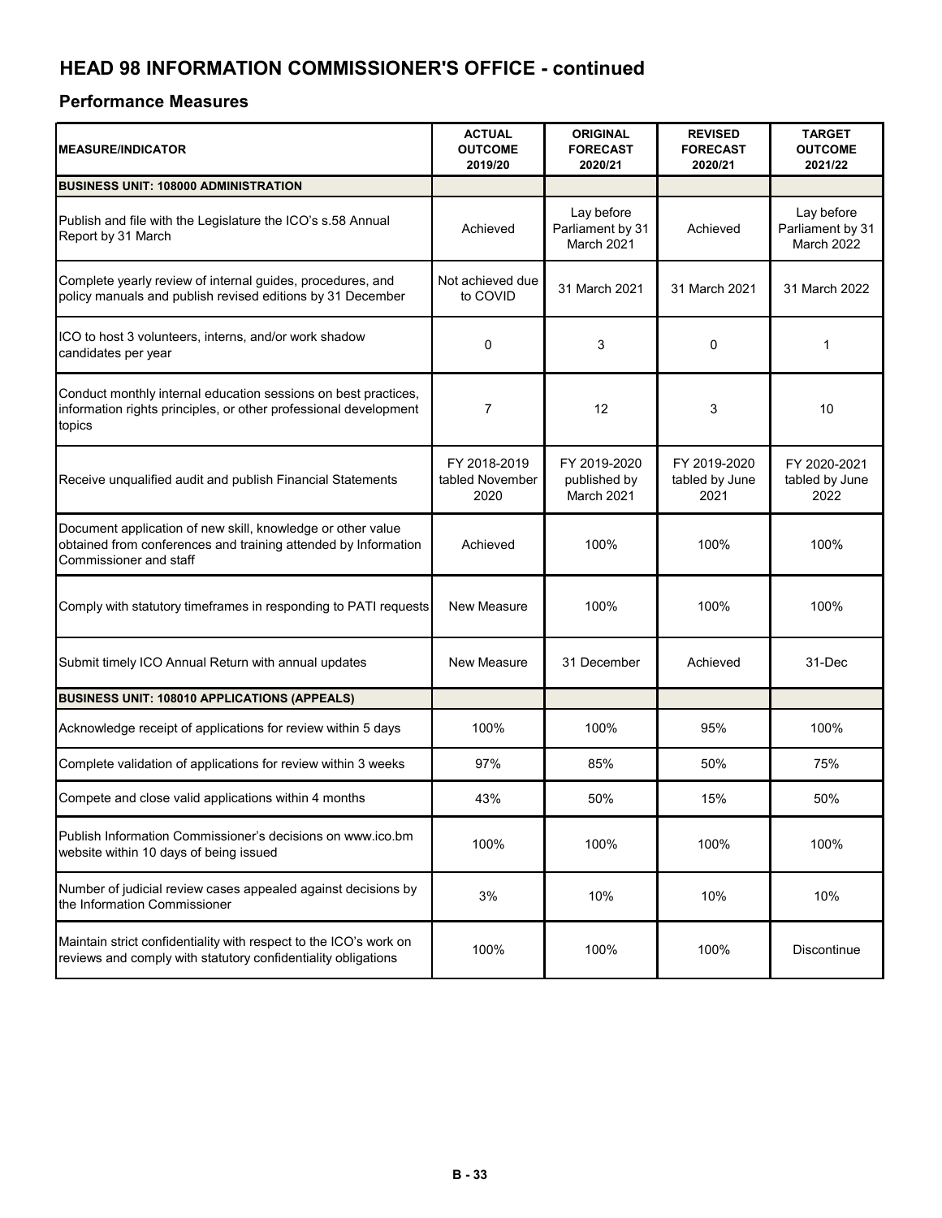## HEAD 98 INFORMATION COMMISSIONER'S OFFICE - continued

### Performance Measures

| MEASURE/INDICATOR | ACTUAL OUTCOME 2019/20 | ORIGINAL FORECAST 2020/21 | REVISED FORECAST 2020/21 | TARGET OUTCOME 2021/22 |
|---|---|---|---|---|
| **BUSINESS UNIT: 108000 ADMINISTRATION** | | | | |
| Publish and file with the Legislature the ICO's s.58 Annual Report by 31 March | Achieved | Lay before Parliament by 31 March 2021 | Achieved | Lay before Parliament by 31 March 2022 |
| Complete yearly review of internal guides, procedures, and policy manuals and publish revised editions by 31 December | Not achieved due to COVID | 31 March 2021 | 31 March 2021 | 31 March 2022 |
| ICO to host 3 volunteers, interns, and/or work shadow candidates per year | 0 | 3 | 0 | 1 |
| Conduct monthly internal education sessions on best practices, information rights principles, or other professional development topics | 7 | 12 | 3 | 10 |
| Receive unqualified audit and publish Financial Statements | FY 2018-2019 tabled November 2020 | FY 2019-2020 published by March 2021 | FY 2019-2020 tabled by June 2021 | FY 2020-2021 tabled by June 2022 |
| Document application of new skill, knowledge or other value obtained from conferences and training attended by Information Commissioner and staff | Achieved | 100% | 100% | 100% |
| Comply with statutory timeframes in responding to PATI requests | New Measure | 100% | 100% | 100% |
| Submit timely ICO Annual Return with annual updates | New Measure | 31 December | Achieved | 31-Dec |
| **BUSINESS UNIT: 108010 APPLICATIONS (APPEALS)** | | | | |
| Acknowledge receipt of applications for review within 5 days | 100% | 100% | 95% | 100% |
| Complete validation of applications for review within 3 weeks | 97% | 85% | 50% | 75% |
| Compete and close valid applications within 4 months | 43% | 50% | 15% | 50% |
| Publish Information Commissioner's decisions on www.ico.bm website within 10 days of being issued | 100% | 100% | 100% | 100% |
| Number of judicial review cases appealed against decisions by the Information Commissioner | 3% | 10% | 10% | 10% |
| Maintain strict confidentiality with respect to the ICO's work on reviews and comply with statutory confidentiality obligations | 100% | 100% | 100% | Discontinue |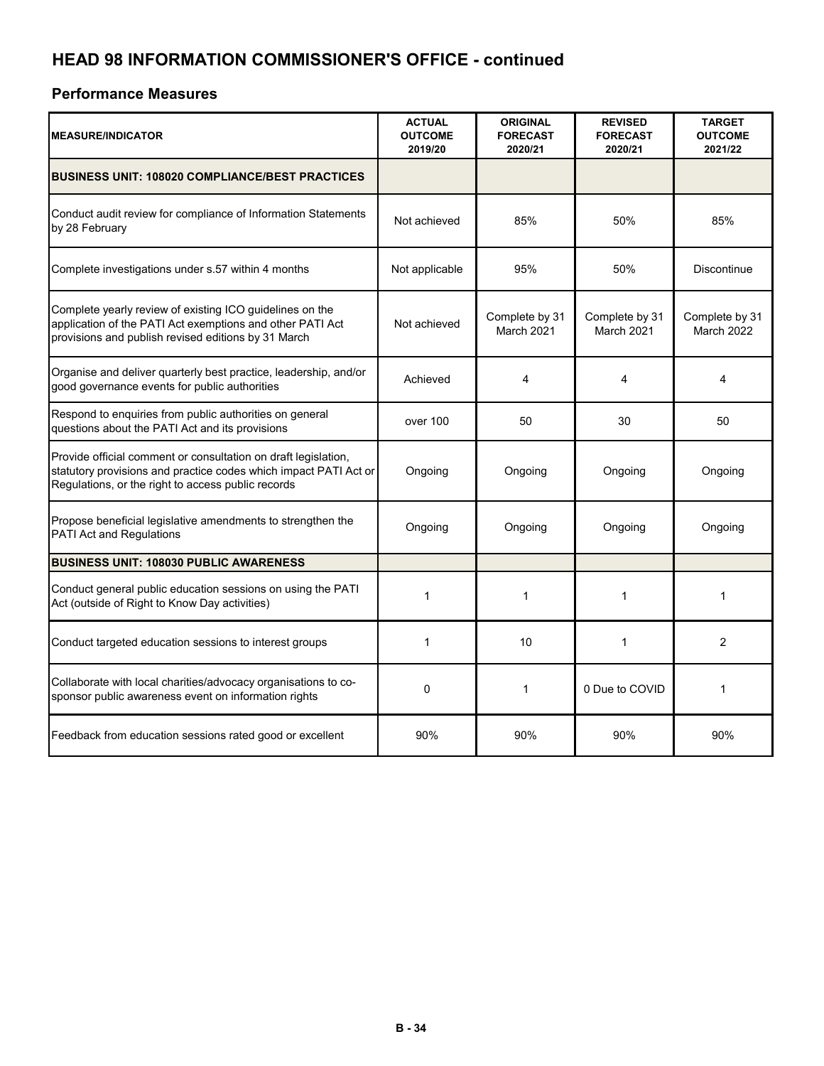## HEAD 98 INFORMATION COMMISSIONER'S OFFICE - continued

### Performance Measures

| MEASURE/INDICATOR | ACTUAL OUTCOME 2019/20 | ORIGINAL FORECAST 2020/21 | REVISED FORECAST 2020/21 | TARGET OUTCOME 2021/22 |
|---|---|---|---|---|
| **BUSINESS UNIT: 108020 COMPLIANCE/BEST PRACTICES** | | | | |
| Conduct audit review for compliance of Information Statements by 28 February | Not achieved | 85% | 50% | 85% |
| Complete investigations under s.57 within 4 months | Not applicable | 95% | 50% | Discontinue |
| Complete yearly review of existing ICO guidelines on the application of the PATI Act exemptions and other PATI Act provisions and publish revised editions by 31 March | Not achieved | Complete by 31 March 2021 | Complete by 31 March 2021 | Complete by 31 March 2022 |
| Organise and deliver quarterly best practice, leadership, and/or good governance events for public authorities | Achieved | 4 | 4 | 4 |
| Respond to enquiries from public authorities on general questions about the PATI Act and its provisions | over 100 | 50 | 30 | 50 |
| Provide official comment or consultation on draft legislation, statutory provisions and practice codes which impact PATI Act or Regulations, or the right to access public records | Ongoing | Ongoing | Ongoing | Ongoing |
| Propose beneficial legislative amendments to strengthen the PATI Act and Regulations | Ongoing | Ongoing | Ongoing | Ongoing |
| **BUSINESS UNIT: 108030 PUBLIC AWARENESS** | | | | |
| Conduct general public education sessions on using the PATI Act (outside of Right to Know Day activities) | 1 | 1 | 1 | 1 |
| Conduct targeted education sessions to interest groups | 1 | 10 | 1 | 2 |
| Collaborate with local charities/advocacy organisations to co-sponsor public awareness event on information rights | 0 | 1 | 0 Due to COVID | 1 |
| Feedback from education sessions rated good or excellent | 90% | 90% | 90% | 90% |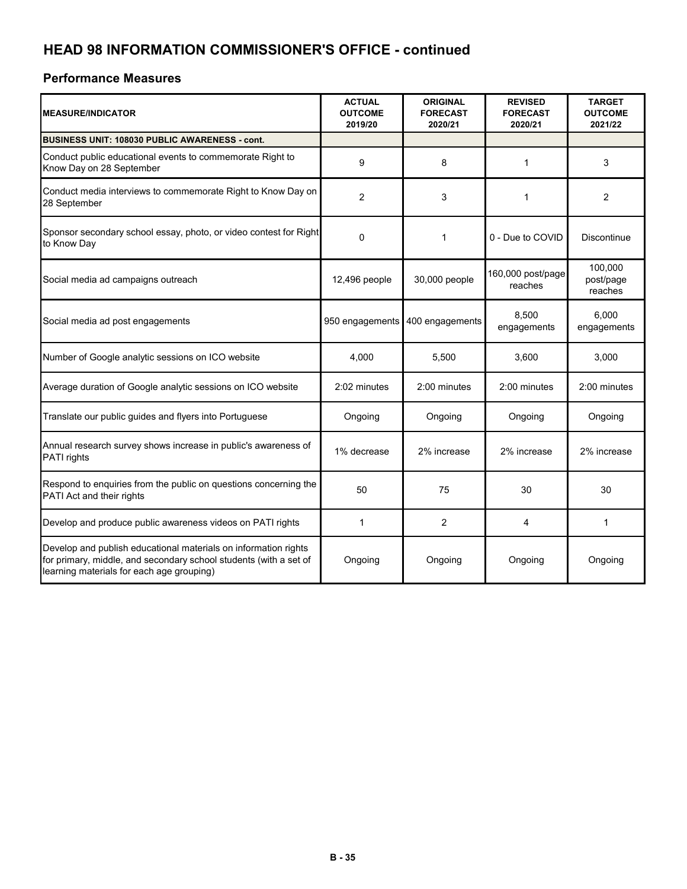# HEAD 98 INFORMATION COMMISSIONER'S OFFICE - continued

## Performance Measures

| MEASURE/INDICATOR | ACTUAL OUTCOME 2019/20 | ORIGINAL FORECAST 2020/21 | REVISED FORECAST 2020/21 | TARGET OUTCOME 2021/22 |
|---|---|---|---|---|
| **BUSINESS UNIT: 108030 PUBLIC AWARENESS - cont.** | | | | |
| Conduct public educational events to commemorate Right to Know Day on 28 September | 9 | 8 | 1 | 3 |
| Conduct media interviews to commemorate Right to Know Day on 28 September | 2 | 3 | 1 | 2 |
| Sponsor secondary school essay, photo, or video contest for Right to Know Day | 0 | 1 | 0 - Due to COVID | Discontinue |
| Social media ad campaigns outreach | 12,496 people | 30,000 people | 160,000 post/page reaches | 100,000 post/page reaches |
| Social media ad post engagements | 950 engagements | 400 engagements | 8,500 engagements | 6,000 engagements |
| Number of Google analytic sessions on ICO website | 4,000 | 5,500 | 3,600 | 3,000 |
| Average duration of Google analytic sessions on ICO website | 2:02 minutes | 2:00 minutes | 2:00 minutes | 2:00 minutes |
| Translate our public guides and flyers into Portuguese | Ongoing | Ongoing | Ongoing | Ongoing |
| Annual research survey shows increase in public's awareness of PATI rights | 1% decrease | 2% increase | 2% increase | 2% increase |
| Respond to enquiries from the public on questions concerning the PATI Act and their rights | 50 | 75 | 30 | 30 |
| Develop and produce public awareness videos on PATI rights | 1 | 2 | 4 | 1 |
| Develop and publish educational materials on information rights for primary, middle, and secondary school students (with a set of learning materials for each age grouping) | Ongoing | Ongoing | Ongoing | Ongoing |